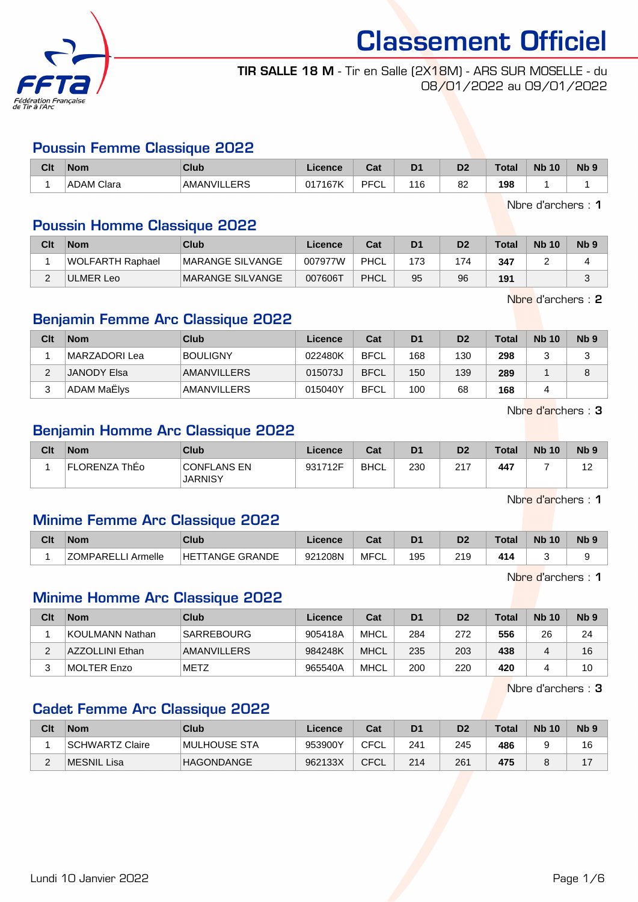# Classement Officiel

**TIR SALLE 18 M** - Tir en Salle (2X18M) - ARS SUR MOSELLE - du 08/01/2022 au 09/01/2022

## Poussin Femme Classique 2022

| Clt | Nom | Club | Licence | Cat | D1 | D2 | Total | Nb 10 | Nb 9 |
|---|---|---|---|---|---|---|---|---|---|
| 1 | ADAM Clara | AMANVILLERS | 017167K | PFCL | 116 | 82 | **198** | 1 | 1 |

Nbre d'archers : **1**

## Poussin Homme Classique 2022

| Clt | Nom | Club | Licence | Cat | D1 | D2 | Total | Nb 10 | Nb 9 |
|---|---|---|---|---|---|---|---|---|---|
| 1 | WOLFARTH Raphael | MARANGE SILVANGE | 007977W | PHCL | 173 | 174 | **347** | 2 | 4 |
| 2 | ULMER Leo | MARANGE SILVANGE | 007606T | PHCL | 95 | 96 | **191** | | 3 |

Nbre d'archers : **2**

## Benjamin Femme Arc Classique 2022

| Clt | Nom | Club | Licence | Cat | D1 | D2 | Total | Nb 10 | Nb 9 |
|---|---|---|---|---|---|---|---|---|---|
| 1 | MARZADORI Lea | BOULIGNY | 022480K | BFCL | 168 | 130 | **298** | 3 | 3 |
| 2 | JANODY Elsa | AMANVILLERS | 015073J | BFCL | 150 | 139 | **289** | 1 | 8 |
| 3 | ADAM MaËlys | AMANVILLERS | 015040Y | BFCL | 100 | 68 | **168** | 4 | |

Nbre d'archers : **3**

## Benjamin Homme Arc Classique 2022

| Clt | Nom | Club | Licence | Cat | D1 | D2 | Total | Nb 10 | Nb 9 |
|---|---|---|---|---|---|---|---|---|---|
| 1 | FLORENZA ThÉo | CONFLANS EN JARNISY | 931712F | BHCL | 230 | 217 | **447** | 7 | 12 |

Nbre d'archers : **1**

## Minime Femme Arc Classique 2022

| Clt | Nom | Club | Licence | Cat | D1 | D2 | Total | Nb 10 | Nb 9 |
|---|---|---|---|---|---|---|---|---|---|
| 1 | ZOMPARELLI Armelle | HETTANGE GRANDE | 921208N | MFCL | 195 | 219 | **414** | 3 | 9 |

Nbre d'archers : **1**

## Minime Homme Arc Classique 2022

| Clt | Nom | Club | Licence | Cat | D1 | D2 | Total | Nb 10 | Nb 9 |
|---|---|---|---|---|---|---|---|---|---|
| 1 | KOULMANN Nathan | SARREBOURG | 905418A | MHCL | 284 | 272 | **556** | 26 | 24 |
| 2 | AZZOLLINI Ethan | AMANVILLERS | 984248K | MHCL | 235 | 203 | **438** | 4 | 16 |
| 3 | MOLTER Enzo | METZ | 965540A | MHCL | 200 | 220 | **420** | 4 | 10 |

Nbre d'archers : **3**

## Cadet Femme Arc Classique 2022

| Clt | Nom | Club | Licence | Cat | D1 | D2 | Total | Nb 10 | Nb 9 |
|---|---|---|---|---|---|---|---|---|---|
| 1 | SCHWARTZ Claire | MULHOUSE STA | 953900Y | CFCL | 241 | 245 | **486** | 9 | 16 |
| 2 | MESNIL Lisa | HAGONDANGE | 962133X | CFCL | 214 | 261 | **475** | 8 | 17 |

Lundi 10 Janvier 2022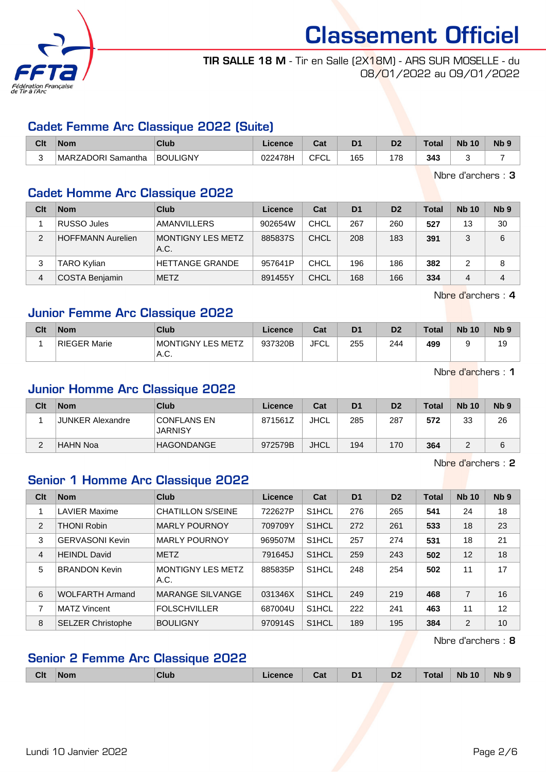# Classement Officiel

**TIR SALLE 18 M** - Tir en Salle (2X18M) - ARS SUR MOSELLE - du 08/01/2022 au 09/01/2022

## Cadet Femme Arc Classique 2022 (Suite)

| Clt | Nom | Club | Licence | Cat | D1 | D2 | Total | Nb 10 | Nb 9 |
|---|---|---|---|---|---|---|---|---|---|
| 3 | MARZADORI Samantha | BOULIGNY | 022478H | CFCL | 165 | 178 | **343** | 3 | 7 |

Nbre d'archers : **3**

## Cadet Homme Arc Classique 2022

| Clt | Nom | Club | Licence | Cat | D1 | D2 | Total | Nb 10 | Nb 9 |
|---|---|---|---|---|---|---|---|---|---|
| 1 | RUSSO Jules | AMANVILLERS | 902654W | CHCL | 267 | 260 | **527** | 13 | 30 |
| 2 | HOFFMANN Aurelien | MONTIGNY LES METZ A.C. | 885837S | CHCL | 208 | 183 | **391** | 3 | 6 |
| 3 | TARO Kylian | HETTANGE GRANDE | 957641P | CHCL | 196 | 186 | **382** | 2 | 8 |
| 4 | COSTA Benjamin | METZ | 891455Y | CHCL | 168 | 166 | **334** | 4 | 4 |

Nbre d'archers : **4**

## Junior Femme Arc Classique 2022

| Clt | Nom | Club | Licence | Cat | D1 | D2 | Total | Nb 10 | Nb 9 |
|---|---|---|---|---|---|---|---|---|---|
| 1 | RIEGER Marie | MONTIGNY LES METZ A.C. | 937320B | JFCL | 255 | 244 | **499** | 9 | 19 |

Nbre d'archers : **1**

## Junior Homme Arc Classique 2022

| Clt | Nom | Club | Licence | Cat | D1 | D2 | Total | Nb 10 | Nb 9 |
|---|---|---|---|---|---|---|---|---|---|
| 1 | JUNKER Alexandre | CONFLANS EN JARNISY | 871561Z | JHCL | 285 | 287 | **572** | 33 | 26 |
| 2 | HAHN Noa | HAGONDANGE | 972579B | JHCL | 194 | 170 | **364** | 2 | 6 |

Nbre d'archers : **2**

## Senior 1 Homme Arc Classique 2022

| Clt | Nom | Club | Licence | Cat | D1 | D2 | Total | Nb 10 | Nb 9 |
|---|---|---|---|---|---|---|---|---|---|
| 1 | LAVIER Maxime | CHATILLON S/SEINE | 722627P | S1HCL | 276 | 265 | **541** | 24 | 18 |
| 2 | THONI Robin | MARLY POURNOY | 709709Y | S1HCL | 272 | 261 | **533** | 18 | 23 |
| 3 | GERVASONI Kevin | MARLY POURNOY | 969507M | S1HCL | 257 | 274 | **531** | 18 | 21 |
| 4 | HEINDL David | METZ | 791645J | S1HCL | 259 | 243 | **502** | 12 | 18 |
| 5 | BRANDON Kevin | MONTIGNY LES METZ A.C. | 885835P | S1HCL | 248 | 254 | **502** | 11 | 17 |
| 6 | WOLFARTH Armand | MARANGE SILVANGE | 031346X | S1HCL | 249 | 219 | **468** | 7 | 16 |
| 7 | MATZ Vincent | FOLSCHVILLER | 687004U | S1HCL | 222 | 241 | **463** | 11 | 12 |
| 8 | SELZER Christophe | BOULIGNY | 970914S | S1HCL | 189 | 195 | **384** | 2 | 10 |

Nbre d'archers : **8**

## Senior 2 Femme Arc Classique 2022

| Clt | Nom | Club | Licence | Cat | D1 | D2 | Total | Nb 10 | Nb 9 |
|---|---|---|---|---|---|---|---|---|---|

Lundi 10 Janvier 2022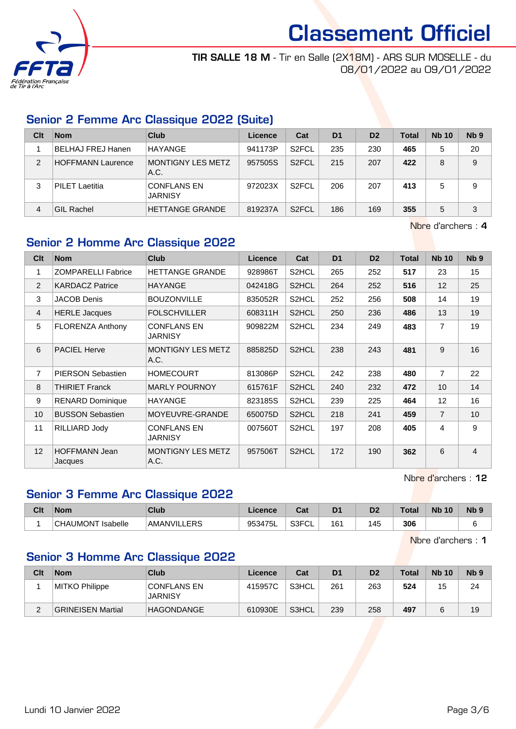# Classement Officiel

**TIR SALLE 18 M** - Tir en Salle (2X18M) - ARS SUR MOSELLE - du 08/01/2022 au 09/01/2022

## Senior 2 Femme Arc Classique 2022 (Suite)

| Clt | Nom | Club | Licence | Cat | D1 | D2 | Total | Nb 10 | Nb 9 |
|---|---|---|---|---|---|---|---|---|---|
| 1 | BELHAJ FREJ Hanen | HAYANGE | 941173P | S2FCL | 235 | 230 | **465** | 5 | 20 |
| 2 | HOFFMANN Laurence | MONTIGNY LES METZ A.C. | 957505S | S2FCL | 215 | 207 | **422** | 8 | 9 |
| 3 | PILET Laetitia | CONFLANS EN JARNISY | 972023X | S2FCL | 206 | 207 | **413** | 5 | 9 |
| 4 | GIL Rachel | HETTANGE GRANDE | 819237A | S2FCL | 186 | 169 | **355** | 5 | 3 |

Nbre d'archers : **4**

## Senior 2 Homme Arc Classique 2022

| Clt | Nom | Club | Licence | Cat | D1 | D2 | Total | Nb 10 | Nb 9 |
|---|---|---|---|---|---|---|---|---|---|
| 1 | ZOMPARELLI Fabrice | HETTANGE GRANDE | 928986T | S2HCL | 265 | 252 | **517** | 23 | 15 |
| 2 | KARDACZ Patrice | HAYANGE | 042418G | S2HCL | 264 | 252 | **516** | 12 | 25 |
| 3 | JACOB Denis | BOUZONVILLE | 835052R | S2HCL | 252 | 256 | **508** | 14 | 19 |
| 4 | HERLE Jacques | FOLSCHVILLER | 608311H | S2HCL | 250 | 236 | **486** | 13 | 19 |
| 5 | FLORENZA Anthony | CONFLANS EN JARNISY | 909822M | S2HCL | 234 | 249 | **483** | 7 | 19 |
| 6 | PACIEL Herve | MONTIGNY LES METZ A.C. | 885825D | S2HCL | 238 | 243 | **481** | 9 | 16 |
| 7 | PIERSON Sebastien | HOMECOURT | 813086P | S2HCL | 242 | 238 | **480** | 7 | 22 |
| 8 | THIRIET Franck | MARLY POURNOY | 615761F | S2HCL | 240 | 232 | **472** | 10 | 14 |
| 9 | RENARD Dominique | HAYANGE | 823185S | S2HCL | 239 | 225 | **464** | 12 | 16 |
| 10 | BUSSON Sebastien | MOYEUVRE-GRANDE | 650075D | S2HCL | 218 | 241 | **459** | 7 | 10 |
| 11 | RILLIARD Jody | CONFLANS EN JARNISY | 007560T | S2HCL | 197 | 208 | **405** | 4 | 9 |
| 12 | HOFFMANN Jean Jacques | MONTIGNY LES METZ A.C. | 957506T | S2HCL | 172 | 190 | **362** | 6 | 4 |

Nbre d'archers : **12**

## Senior 3 Femme Arc Classique 2022

| Clt | Nom | Club | Licence | Cat | D1 | D2 | Total | Nb 10 | Nb 9 |
|---|---|---|---|---|---|---|---|---|---|
| 1 | CHAUMONT Isabelle | AMANVILLERS | 953475L | S3FCL | 161 | 145 | **306** | | 6 |

Nbre d'archers : **1**

## Senior 3 Homme Arc Classique 2022

| Clt | Nom | Club | Licence | Cat | D1 | D2 | Total | Nb 10 | Nb 9 |
|---|---|---|---|---|---|---|---|---|---|
| 1 | MITKO Philippe | CONFLANS EN JARNISY | 415957C | S3HCL | 261 | 263 | **524** | 15 | 24 |
| 2 | GRINEISEN Martial | HAGONDANGE | 610930E | S3HCL | 239 | 258 | **497** | 6 | 19 |

Lundi 10 Janvier 2022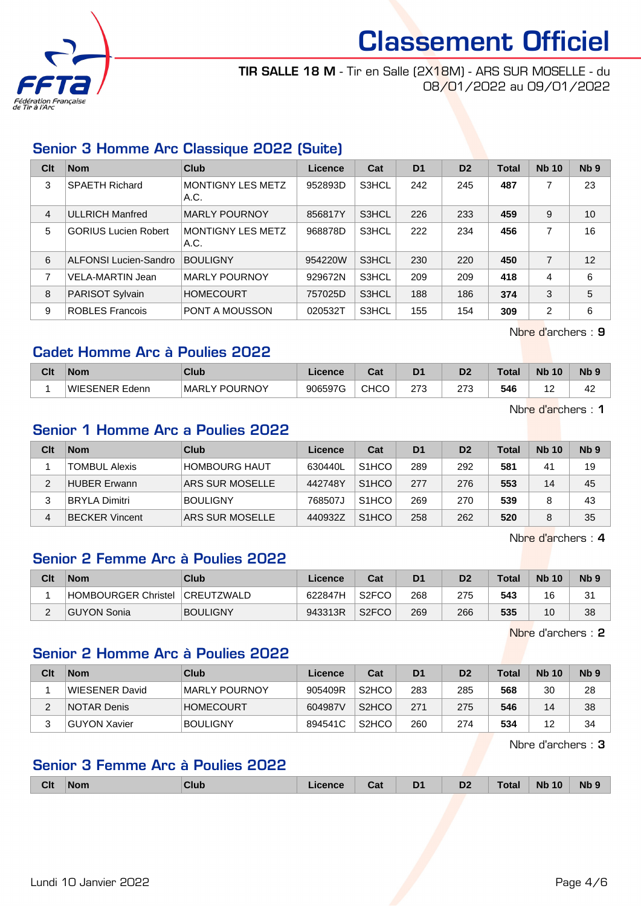# Classement Officiel

**TIR SALLE 18 M** - Tir en Salle (2X18M) - ARS SUR MOSELLE - du 08/01/2022 au 09/01/2022

## Senior 3 Homme Arc Classique 2022 (Suite)

| Clt | Nom | Club | Licence | Cat | D1 | D2 | Total | Nb 10 | Nb 9 |
|---|---|---|---|---|---|---|---|---|---|
| 3 | SPAETH Richard | MONTIGNY LES METZ A.C. | 952893D | S3HCL | 242 | 245 | **487** | 7 | 23 |
| 4 | ULLRICH Manfred | MARLY POURNOY | 856817Y | S3HCL | 226 | 233 | **459** | 9 | 10 |
| 5 | GORIUS Lucien Robert | MONTIGNY LES METZ A.C. | 968878D | S3HCL | 222 | 234 | **456** | 7 | 16 |
| 6 | ALFONSI Lucien-Sandro | BOULIGNY | 954220W | S3HCL | 230 | 220 | **450** | 7 | 12 |
| 7 | VELA-MARTIN Jean | MARLY POURNOY | 929672N | S3HCL | 209 | 209 | **418** | 4 | 6 |
| 8 | PARISOT Sylvain | HOMECOURT | 757025D | S3HCL | 188 | 186 | **374** | 3 | 5 |
| 9 | ROBLES Francois | PONT A MOUSSON | 020532T | S3HCL | 155 | 154 | **309** | 2 | 6 |

Nbre d'archers : **9**

## Cadet Homme Arc à Poulies 2022

| Clt | Nom | Club | Licence | Cat | D1 | D2 | Total | Nb 10 | Nb 9 |
|---|---|---|---|---|---|---|---|---|---|
| 1 | WIESENER Edenn | MARLY POURNOY | 906597G | CHCO | 273 | 273 | **546** | 12 | 42 |

Nbre d'archers : **1**

## Senior 1 Homme Arc a Poulies 2022

| Clt | Nom | Club | Licence | Cat | D1 | D2 | Total | Nb 10 | Nb 9 |
|---|---|---|---|---|---|---|---|---|---|
| 1 | TOMBUL Alexis | HOMBOURG HAUT | 630440L | S1HCO | 289 | 292 | **581** | 41 | 19 |
| 2 | HUBER Erwann | ARS SUR MOSELLE | 442748Y | S1HCO | 277 | 276 | **553** | 14 | 45 |
| 3 | BRYLA Dimitri | BOULIGNY | 768507J | S1HCO | 269 | 270 | **539** | 8 | 43 |
| 4 | BECKER Vincent | ARS SUR MOSELLE | 440932Z | S1HCO | 258 | 262 | **520** | 8 | 35 |

Nbre d'archers : **4**

## Senior 2 Femme Arc à Poulies 2022

| Clt | Nom | Club | Licence | Cat | D1 | D2 | Total | Nb 10 | Nb 9 |
|---|---|---|---|---|---|---|---|---|---|
| 1 | HOMBOURGER Christel | CREUTZWALD | 622847H | S2FCO | 268 | 275 | **543** | 16 | 31 |
| 2 | GUYON Sonia | BOULIGNY | 943313R | S2FCO | 269 | 266 | **535** | 10 | 38 |

Nbre d'archers : **2**

## Senior 2 Homme Arc à Poulies 2022

| Clt | Nom | Club | Licence | Cat | D1 | D2 | Total | Nb 10 | Nb 9 |
|---|---|---|---|---|---|---|---|---|---|
| 1 | WIESENER David | MARLY POURNOY | 905409R | S2HCO | 283 | 285 | **568** | 30 | 28 |
| 2 | NOTAR Denis | HOMECOURT | 604987V | S2HCO | 271 | 275 | **546** | 14 | 38 |
| 3 | GUYON Xavier | BOULIGNY | 894541C | S2HCO | 260 | 274 | **534** | 12 | 34 |

Nbre d'archers : **3**

## Senior 3 Femme Arc à Poulies 2022

| Clt | Nom | Club | Licence | Cat | D1 | D2 | Total | Nb 10 | Nb 9 |
|---|---|---|---|---|---|---|---|---|---|

Lundi 10 Janvier 2022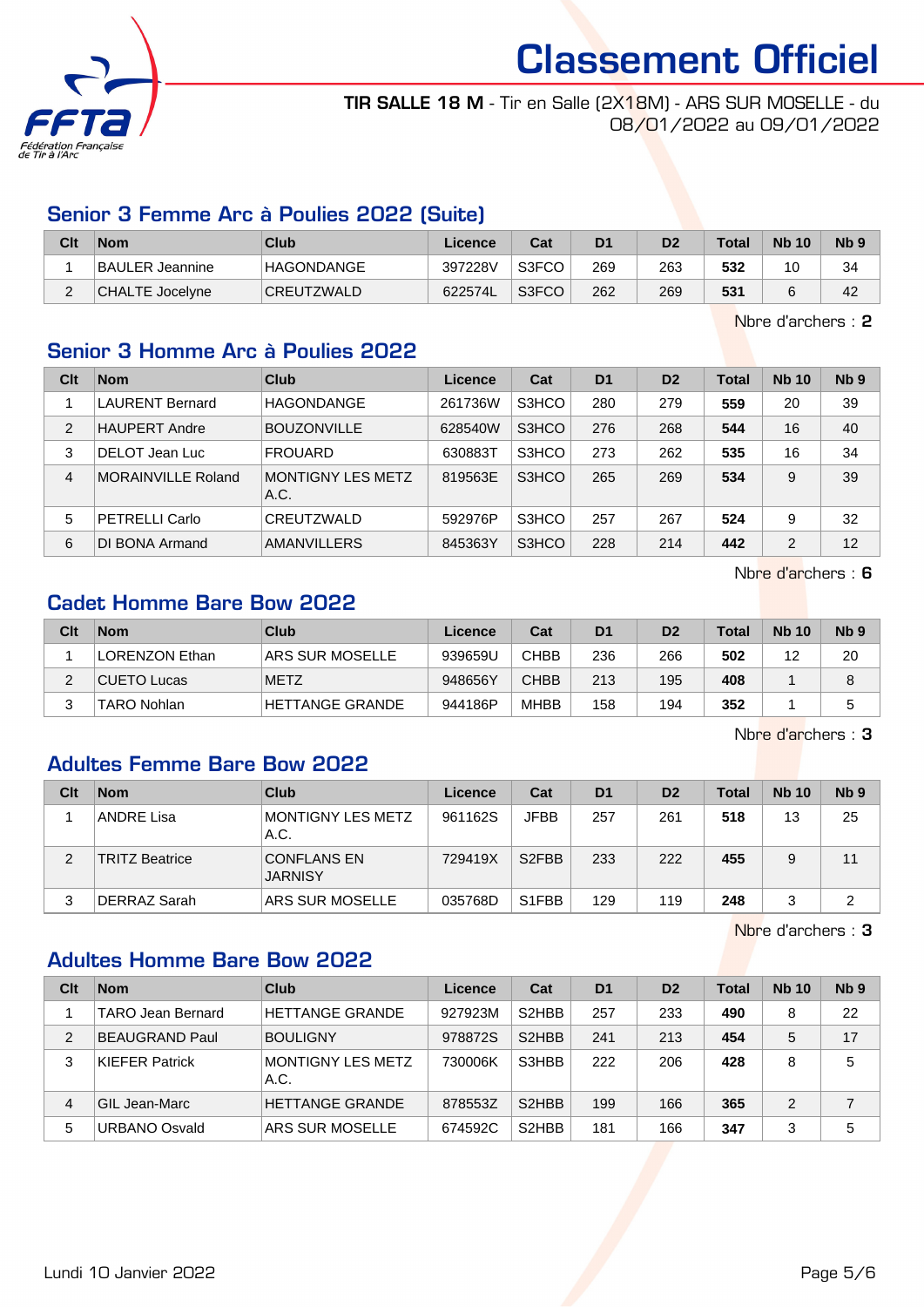# Classement Officiel

**TIR SALLE 18 M** - Tir en Salle (2X18M) - ARS SUR MOSELLE - du 08/01/2022 au 09/01/2022

## Senior 3 Femme Arc à Poulies 2022 (Suite)

| Clt | Nom | Club | Licence | Cat | D1 | D2 | Total | Nb 10 | Nb 9 |
|---|---|---|---|---|---|---|---|---|---|
| 1 | BAULER Jeannine | HAGONDANGE | 397228V | S3FCO | 269 | 263 | **532** | 10 | 34 |
| 2 | CHALTE Jocelyne | CREUTZWALD | 622574L | S3FCO | 262 | 269 | **531** | 6 | 42 |

Nbre d'archers : **2**

## Senior 3 Homme Arc à Poulies 2022

| Clt | Nom | Club | Licence | Cat | D1 | D2 | Total | Nb 10 | Nb 9 |
|---|---|---|---|---|---|---|---|---|---|
| 1 | LAURENT Bernard | HAGONDANGE | 261736W | S3HCO | 280 | 279 | **559** | 20 | 39 |
| 2 | HAUPERT Andre | BOUZONVILLE | 628540W | S3HCO | 276 | 268 | **544** | 16 | 40 |
| 3 | DELOT Jean Luc | FROUARD | 630883T | S3HCO | 273 | 262 | **535** | 16 | 34 |
| 4 | MORAINVILLE Roland | MONTIGNY LES METZ A.C. | 819563E | S3HCO | 265 | 269 | **534** | 9 | 39 |
| 5 | PETRELLI Carlo | CREUTZWALD | 592976P | S3HCO | 257 | 267 | **524** | 9 | 32 |
| 6 | DI BONA Armand | AMANVILLERS | 845363Y | S3HCO | 228 | 214 | **442** | 2 | 12 |

Nbre d'archers : **6**

## Cadet Homme Bare Bow 2022

| Clt | Nom | Club | Licence | Cat | D1 | D2 | Total | Nb 10 | Nb 9 |
|---|---|---|---|---|---|---|---|---|---|
| 1 | LORENZON Ethan | ARS SUR MOSELLE | 939659U | CHBB | 236 | 266 | **502** | 12 | 20 |
| 2 | CUETO Lucas | METZ | 948656Y | CHBB | 213 | 195 | **408** | 1 | 8 |
| 3 | TARO Nohlan | HETTANGE GRANDE | 944186P | MHBB | 158 | 194 | **352** | 1 | 5 |

Nbre d'archers : **3**

## Adultes Femme Bare Bow 2022

| Clt | Nom | Club | Licence | Cat | D1 | D2 | Total | Nb 10 | Nb 9 |
|---|---|---|---|---|---|---|---|---|---|
| 1 | ANDRE Lisa | MONTIGNY LES METZ A.C. | 961162S | JFBB | 257 | 261 | **518** | 13 | 25 |
| 2 | TRITZ Beatrice | CONFLANS EN JARNISY | 729419X | S2FBB | 233 | 222 | **455** | 9 | 11 |
| 3 | DERRAZ Sarah | ARS SUR MOSELLE | 035768D | S1FBB | 129 | 119 | **248** | 3 | 2 |

Nbre d'archers : **3**

## Adultes Homme Bare Bow 2022

| Clt | Nom | Club | Licence | Cat | D1 | D2 | Total | Nb 10 | Nb 9 |
|---|---|---|---|---|---|---|---|---|---|
| 1 | TARO Jean Bernard | HETTANGE GRANDE | 927923M | S2HBB | 257 | 233 | **490** | 8 | 22 |
| 2 | BEAUGRAND Paul | BOULIGNY | 978872S | S2HBB | 241 | 213 | **454** | 5 | 17 |
| 3 | KIEFER Patrick | MONTIGNY LES METZ A.C. | 730006K | S3HBB | 222 | 206 | **428** | 8 | 5 |
| 4 | GIL Jean-Marc | HETTANGE GRANDE | 878553Z | S2HBB | 199 | 166 | **365** | 2 | 7 |
| 5 | URBANO Osvald | ARS SUR MOSELLE | 674592C | S2HBB | 181 | 166 | **347** | 3 | 5 |

Lundi 10 Janvier 2022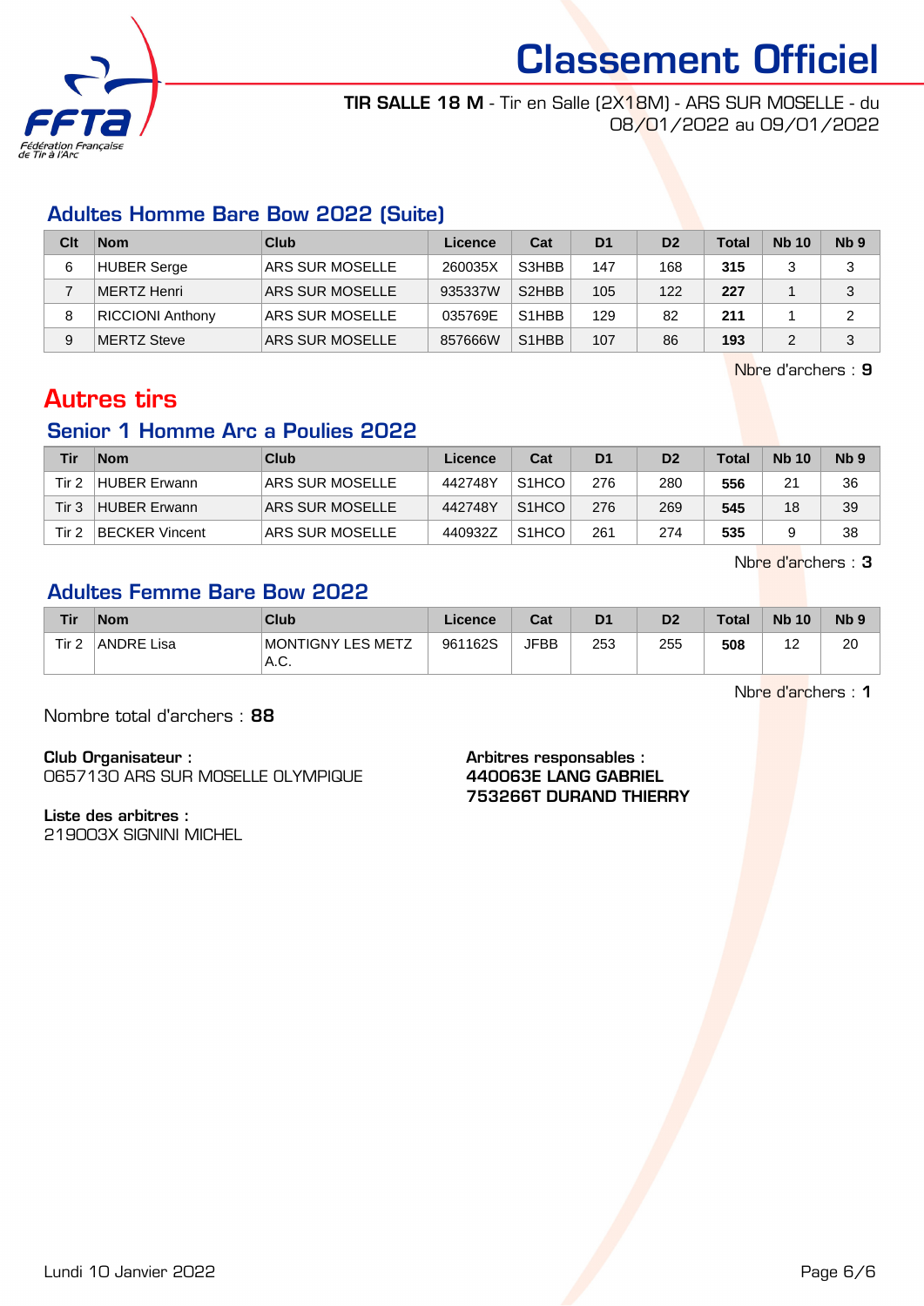# Classement Officiel

**TIR SALLE 18 M** - Tir en Salle (2X18M) - ARS SUR MOSELLE - du 08/01/2022 au 09/01/2022

## Adultes Homme Bare Bow 2022 (Suite)

| Clt | Nom | Club | Licence | Cat | D1 | D2 | Total | Nb 10 | Nb 9 |
|---|---|---|---|---|---|---|---|---|---|
| 6 | HUBER Serge | ARS SUR MOSELLE | 260035X | S3HBB | 147 | 168 | **315** | 3 | 3 |
| 7 | MERTZ Henri | ARS SUR MOSELLE | 935337W | S2HBB | 105 | 122 | **227** | 1 | 3 |
| 8 | RICCIONI Anthony | ARS SUR MOSELLE | 035769E | S1HBB | 129 | 82 | **211** | 1 | 2 |
| 9 | MERTZ Steve | ARS SUR MOSELLE | 857666W | S1HBB | 107 | 86 | **193** | 2 | 3 |

Nbre d'archers : **9**

# Autres tirs

## Senior 1 Homme Arc a Poulies 2022

| Tir | Nom | Club | Licence | Cat | D1 | D2 | Total | Nb 10 | Nb 9 |
|---|---|---|---|---|---|---|---|---|---|
| Tir 2 | HUBER Erwann | ARS SUR MOSELLE | 442748Y | S1HCO | 276 | 280 | **556** | 21 | 36 |
| Tir 3 | HUBER Erwann | ARS SUR MOSELLE | 442748Y | S1HCO | 276 | 269 | **545** | 18 | 39 |
| Tir 2 | BECKER Vincent | ARS SUR MOSELLE | 440932Z | S1HCO | 261 | 274 | **535** | 9 | 38 |

Nbre d'archers : **3**

## Adultes Femme Bare Bow 2022

| Tir | Nom | Club | Licence | Cat | D1 | D2 | Total | Nb 10 | Nb 9 |
|---|---|---|---|---|---|---|---|---|---|
| Tir 2 | ANDRE Lisa | MONTIGNY LES METZ A.C. | 961162S | JFBB | 253 | 255 | **508** | 12 | 20 |

Nbre d'archers : **1**

Nombre total d'archers : **88**

**Club Organisateur :**
0657130 ARS SUR MOSELLE OLYMPIQUE

**Liste des arbitres :**
219003X SIGNINI MICHEL

**Arbitres responsables :**
**440063E LANG GABRIEL**
**753266T DURAND THIERRY**

Lundi 10 Janvier 2022